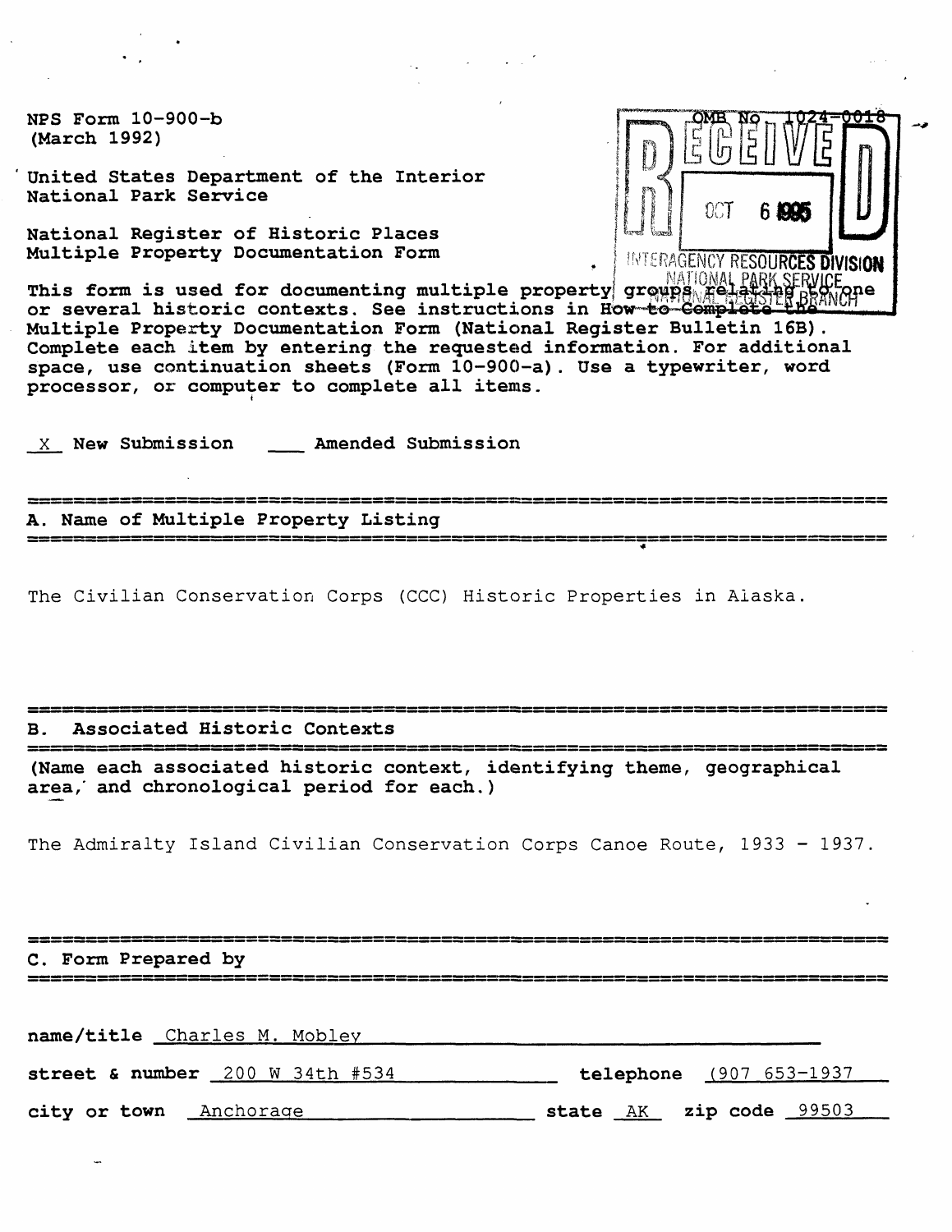NPS Form 10-900-b
(March 1992)

OMB No. 1024-0018

RECEIVED
OCT 6 1995
INTERAGENCY RESOURCES DIVISION
NATIONAL PARK SERVICE
NATIONAL REGISTER BRANCH

United States Department of the Interior
National Park Service

National Register of Historic Places
Multiple Property Documentation Form

This form is used for documenting multiple property groups relating to one or several historic contexts. See instructions in How to Complete the Multiple Property Documentation Form (National Register Bulletin 16B). Complete each item by entering the requested information. For additional space, use continuation sheets (Form 10-900-a). Use a typewriter, word processor, or computer to complete all items.

X New Submission ___ Amended Submission

## A. Name of Multiple Property Listing

The Civilian Conservation Corps (CCC) Historic Properties in Alaska.

## B. Associated Historic Contexts

(Name each associated historic context, identifying theme, geographical area, and chronological period for each.)

The Admiralty Island Civilian Conservation Corps Canoe Route, 1933 - 1937.

## C. Form Prepared by

name/title Charles M. Mobley

street & number 200 W 34th #534 telephone (907 653-1937

city or town Anchorage state AK zip code 99503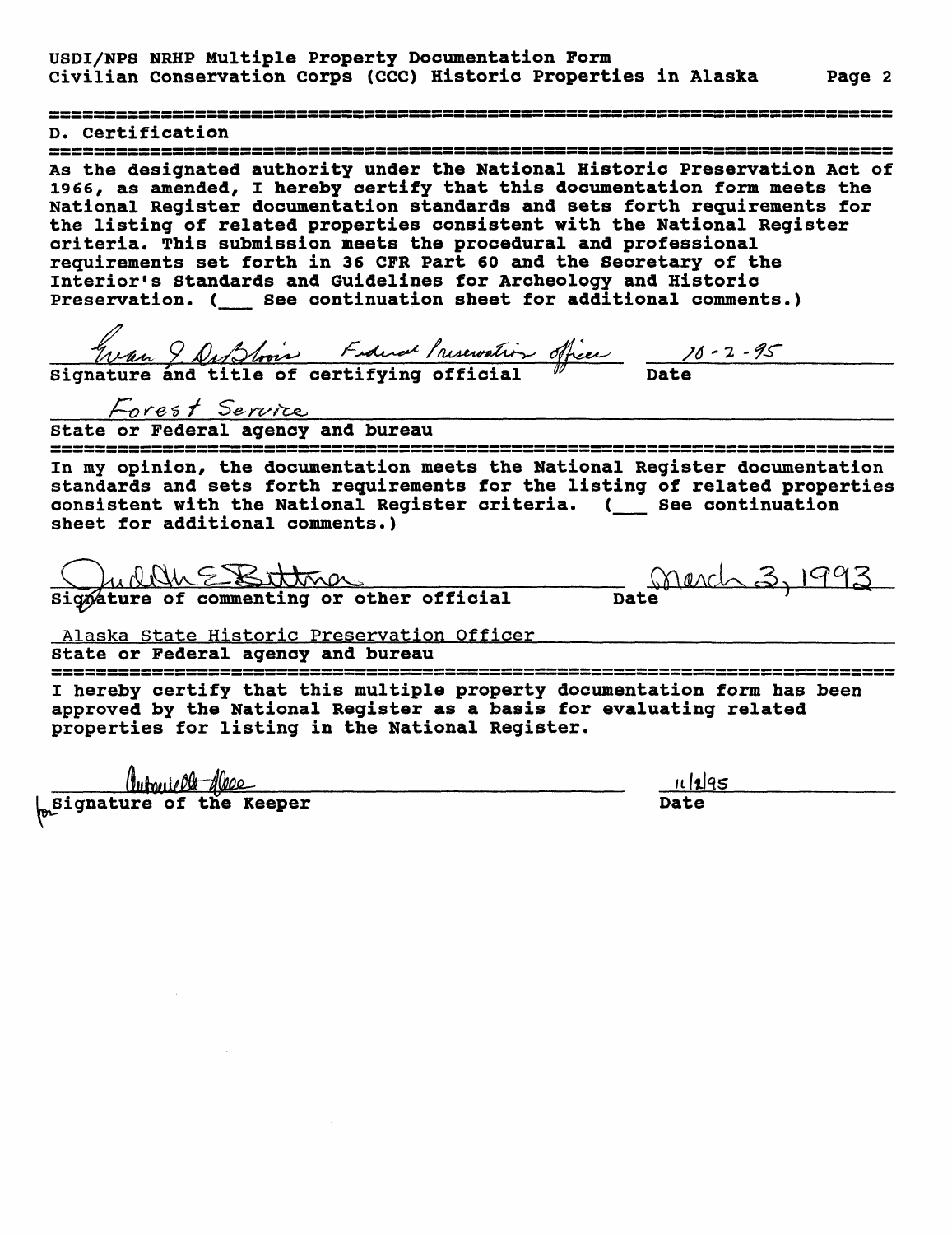## D. Certification

As the designated authority under the National Historic Preservation Act of 1966, as amended, I hereby certify that this documentation form meets the National Register documentation standards and sets forth requirements for the listing of related properties consistent with the National Register criteria. This submission meets the procedural and professional requirements set forth in 36 CFR Part 60 and the Secretary of the Interior's Standards and Guidelines for Archeology and Historic Preservation. (___ See continuation sheet for additional comments.)

Evan I. DeBlois Federal Preservation Officer 10-2-95
Signature and title of certifying official Date

Forest Service
State or Federal agency and bureau

In my opinion, the documentation meets the National Register documentation standards and sets forth requirements for the listing of related properties consistent with the National Register criteria. (___ See continuation sheet for additional comments.)

Judith E. Bittner March 3, 1993
Signature of commenting or other official Date

Alaska State Historic Preservation Officer
State or Federal agency and bureau

I hereby certify that this multiple property documentation form has been approved by the National Register as a basis for evaluating related properties for listing in the National Register.

for Antoinette Lee 11/2/95
Signature of the Keeper Date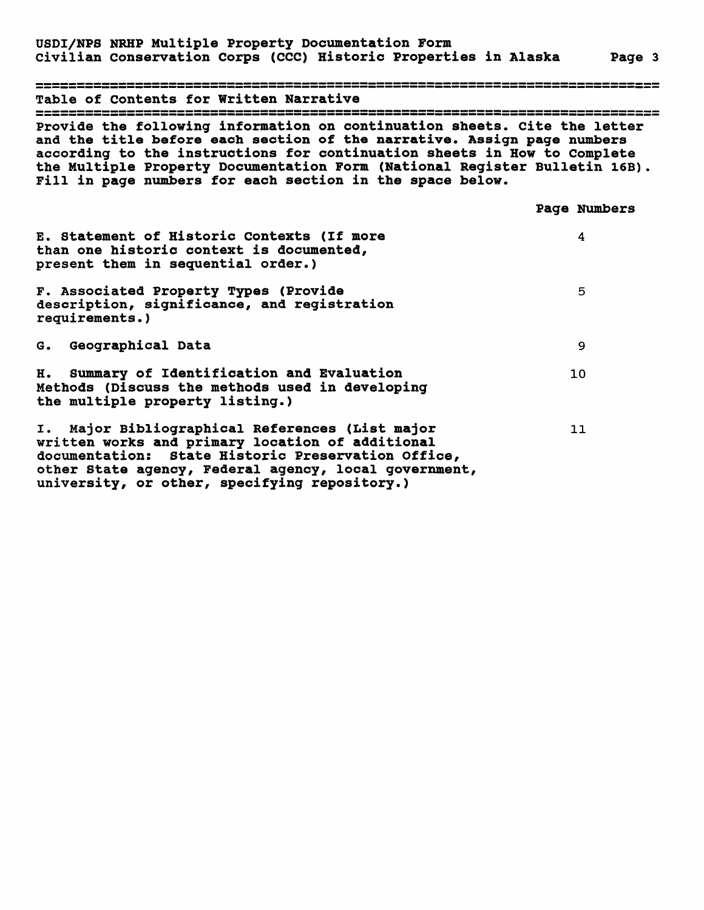## Table of Contents for Written Narrative

Provide the following information on continuation sheets. Cite the letter and the title before each section of the narrative. Assign page numbers according to the instructions for continuation sheets in How to Complete the Multiple Property Documentation Form (National Register Bulletin 16B). Fill in page numbers for each section in the space below.

| | Page Numbers |
|---|---|
| E. Statement of Historic Contexts (If more than one historic context is documented, present them in sequential order.) | 4 |
| F. Associated Property Types (Provide description, significance, and registration requirements.) | 5 |
| G. Geographical Data | 9 |
| H. Summary of Identification and Evaluation Methods (Discuss the methods used in developing the multiple property listing.) | 10 |
| I. Major Bibliographical References (List major written works and primary location of additional documentation: State Historic Preservation Office, other State agency, Federal agency, local government, university, or other, specifying repository.) | 11 |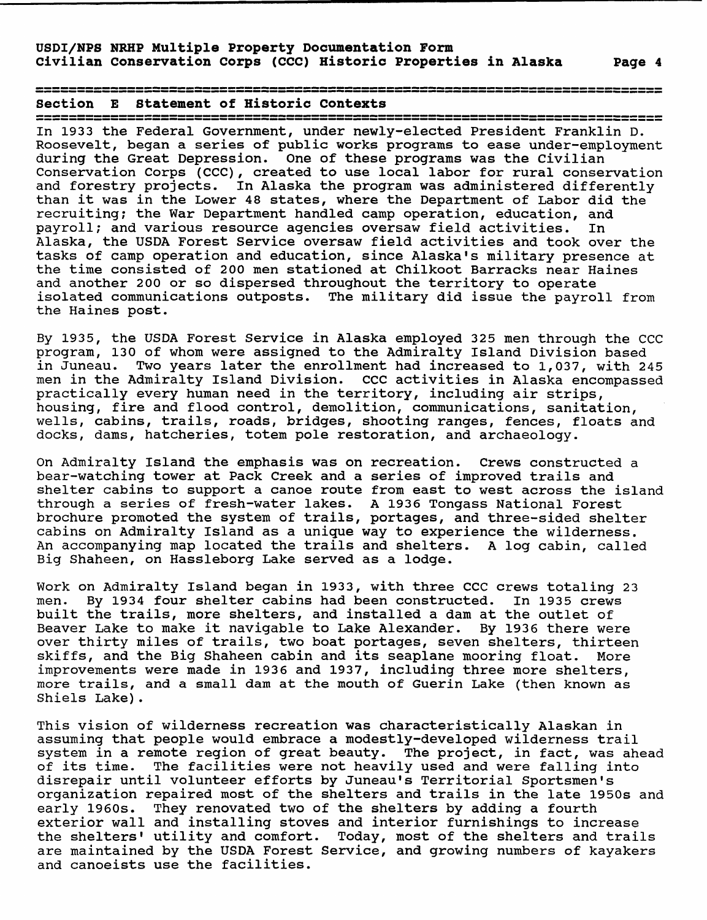## Section E Statement of Historic Contexts

In 1933 the Federal Government, under newly-elected President Franklin D. Roosevelt, began a series of public works programs to ease under-employment during the Great Depression. One of these programs was the Civilian Conservation Corps (CCC), created to use local labor for rural conservation and forestry projects. In Alaska the program was administered differently than it was in the Lower 48 states, where the Department of Labor did the recruiting; the War Department handled camp operation, education, and payroll; and various resource agencies oversaw field activities. In Alaska, the USDA Forest Service oversaw field activities and took over the tasks of camp operation and education, since Alaska's military presence at the time consisted of 200 men stationed at Chilkoot Barracks near Haines and another 200 or so dispersed throughout the territory to operate isolated communications outposts. The military did issue the payroll from the Haines post.

By 1935, the USDA Forest Service in Alaska employed 325 men through the CCC program, 130 of whom were assigned to the Admiralty Island Division based in Juneau. Two years later the enrollment had increased to 1,037, with 245 men in the Admiralty Island Division. CCC activities in Alaska encompassed practically every human need in the territory, including air strips, housing, fire and flood control, demolition, communications, sanitation, wells, cabins, trails, roads, bridges, shooting ranges, fences, floats and docks, dams, hatcheries, totem pole restoration, and archaeology.

On Admiralty Island the emphasis was on recreation. Crews constructed a bear-watching tower at Pack Creek and a series of improved trails and shelter cabins to support a canoe route from east to west across the island through a series of fresh-water lakes. A 1936 Tongass National Forest brochure promoted the system of trails, portages, and three-sided shelter cabins on Admiralty Island as a unique way to experience the wilderness. An accompanying map located the trails and shelters. A log cabin, called Big Shaheen, on Hassleborg Lake served as a lodge.

Work on Admiralty Island began in 1933, with three CCC crews totaling 23 men. By 1934 four shelter cabins had been constructed. In 1935 crews built the trails, more shelters, and installed a dam at the outlet of Beaver Lake to make it navigable to Lake Alexander. By 1936 there were over thirty miles of trails, two boat portages, seven shelters, thirteen skiffs, and the Big Shaheen cabin and its seaplane mooring float. More improvements were made in 1936 and 1937, including three more shelters, more trails, and a small dam at the mouth of Guerin Lake (then known as Shiels Lake).

This vision of wilderness recreation was characteristically Alaskan in assuming that people would embrace a modestly-developed wilderness trail system in a remote region of great beauty. The project, in fact, was ahead of its time. The facilities were not heavily used and were falling into disrepair until volunteer efforts by Juneau's Territorial Sportsmen's organization repaired most of the shelters and trails in the late 1950s and early 1960s. They renovated two of the shelters by adding a fourth exterior wall and installing stoves and interior furnishings to increase the shelters' utility and comfort. Today, most of the shelters and trails are maintained by the USDA Forest Service, and growing numbers of kayakers and canoeists use the facilities.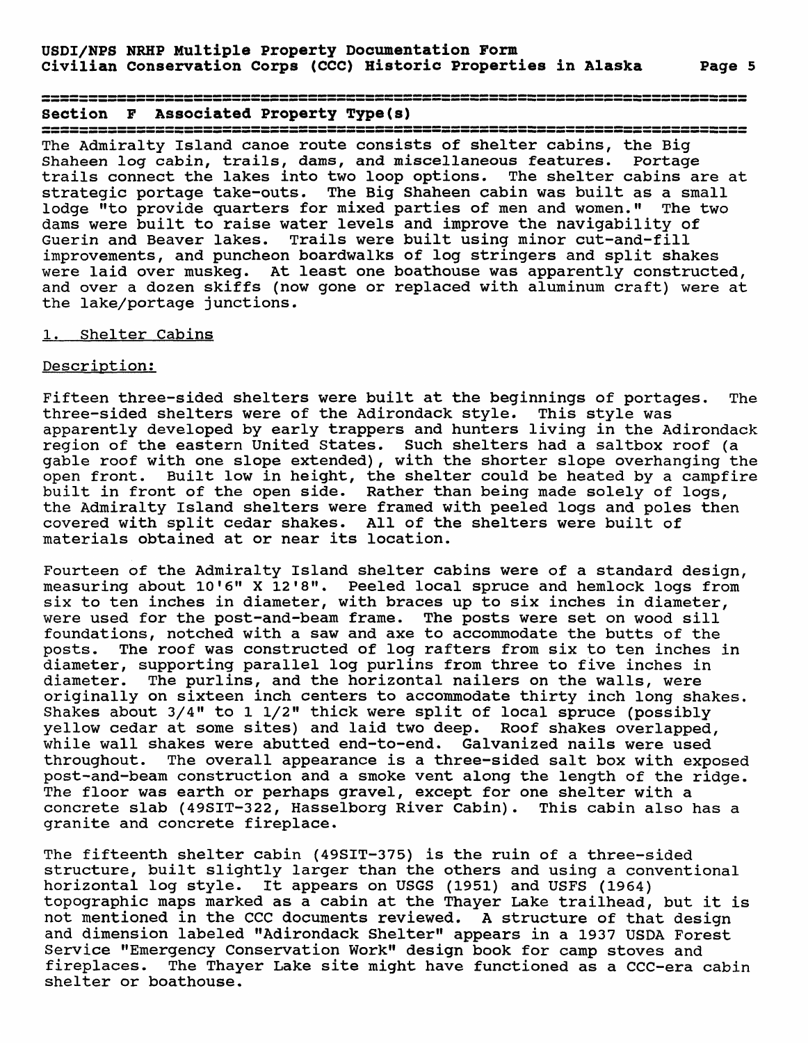## Section F Associated Property Type(s)

The Admiralty Island canoe route consists of shelter cabins, the Big Shaheen log cabin, trails, dams, and miscellaneous features. Portage trails connect the lakes into two loop options. The shelter cabins are at strategic portage take-outs. The Big Shaheen cabin was built as a small lodge "to provide quarters for mixed parties of men and women." The two dams were built to raise water levels and improve the navigability of Guerin and Beaver lakes. Trails were built using minor cut-and-fill improvements, and puncheon boardwalks of log stringers and split shakes were laid over muskeg. At least one boathouse was apparently constructed, and over a dozen skiffs (now gone or replaced with aluminum craft) were at the lake/portage junctions.

### 1. Shelter Cabins

Description:

Fifteen three-sided shelters were built at the beginnings of portages. The three-sided shelters were of the Adirondack style. This style was apparently developed by early trappers and hunters living in the Adirondack region of the eastern United States. Such shelters had a saltbox roof (a gable roof with one slope extended), with the shorter slope overhanging the open front. Built low in height, the shelter could be heated by a campfire built in front of the open side. Rather than being made solely of logs, the Admiralty Island shelters were framed with peeled logs and poles then covered with split cedar shakes. All of the shelters were built of materials obtained at or near its location.

Fourteen of the Admiralty Island shelter cabins were of a standard design, measuring about 10'6" X 12'8". Peeled local spruce and hemlock logs from six to ten inches in diameter, with braces up to six inches in diameter, were used for the post-and-beam frame. The posts were set on wood sill foundations, notched with a saw and axe to accommodate the butts of the posts. The roof was constructed of log rafters from six to ten inches in diameter, supporting parallel log purlins from three to five inches in diameter. The purlins, and the horizontal nailers on the walls, were originally on sixteen inch centers to accommodate thirty inch long shakes. Shakes about 3/4" to 1 1/2" thick were split of local spruce (possibly yellow cedar at some sites) and laid two deep. Roof shakes overlapped, while wall shakes were abutted end-to-end. Galvanized nails were used throughout. The overall appearance is a three-sided salt box with exposed post-and-beam construction and a smoke vent along the length of the ridge. The floor was earth or perhaps gravel, except for one shelter with a concrete slab (49SIT-322, Hasselborg River Cabin). This cabin also has a granite and concrete fireplace.

The fifteenth shelter cabin (49SIT-375) is the ruin of a three-sided structure, built slightly larger than the others and using a conventional horizontal log style. It appears on USGS (1951) and USFS (1964) topographic maps marked as a cabin at the Thayer Lake trailhead, but it is not mentioned in the CCC documents reviewed. A structure of that design and dimension labeled "Adirondack Shelter" appears in a 1937 USDA Forest Service "Emergency Conservation Work" design book for camp stoves and fireplaces. The Thayer Lake site might have functioned as a CCC-era cabin shelter or boathouse.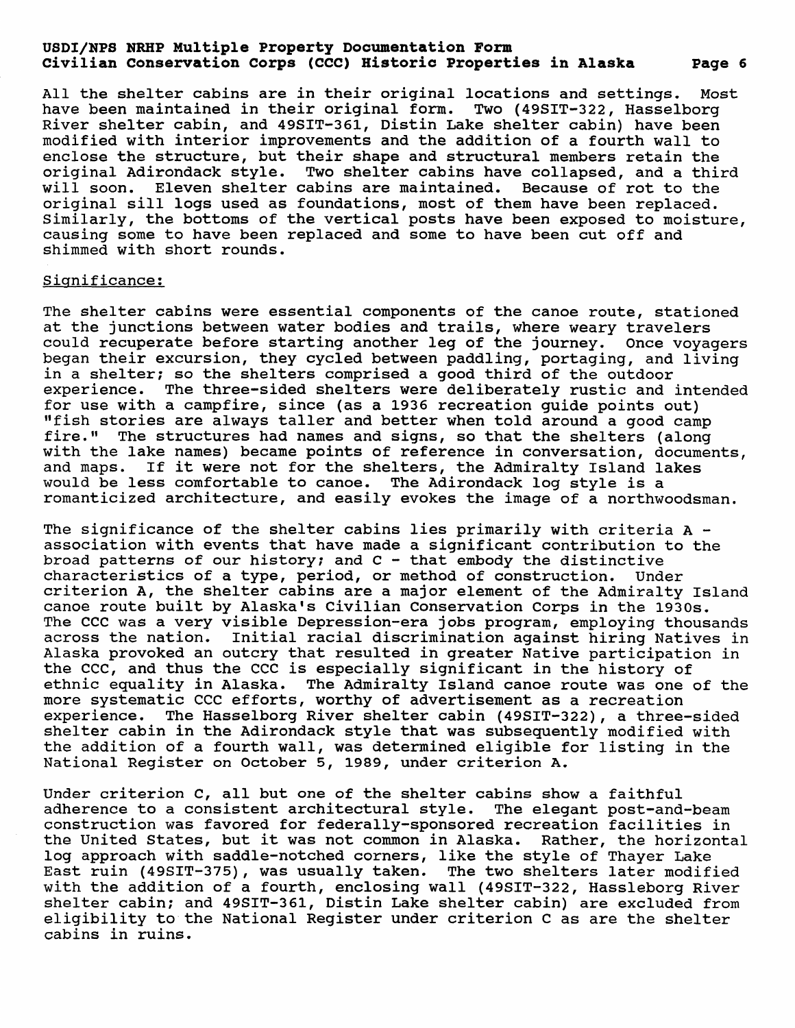All the shelter cabins are in their original locations and settings. Most have been maintained in their original form. Two (49SIT-322, Hasselborg River shelter cabin, and 49SIT-361, Distin Lake shelter cabin) have been modified with interior improvements and the addition of a fourth wall to enclose the structure, but their shape and structural members retain the original Adirondack style. Two shelter cabins have collapsed, and a third will soon. Eleven shelter cabins are maintained. Because of rot to the original sill logs used as foundations, most of them have been replaced. Similarly, the bottoms of the vertical posts have been exposed to moisture, causing some to have been replaced and some to have been cut off and shimmed with short rounds.

Significance:

The shelter cabins were essential components of the canoe route, stationed at the junctions between water bodies and trails, where weary travelers could recuperate before starting another leg of the journey. Once voyagers began their excursion, they cycled between paddling, portaging, and living in a shelter; so the shelters comprised a good third of the outdoor experience. The three-sided shelters were deliberately rustic and intended for use with a campfire, since (as a 1936 recreation guide points out) "fish stories are always taller and better when told around a good camp fire." The structures had names and signs, so that the shelters (along with the lake names) became points of reference in conversation, documents, and maps. If it were not for the shelters, the Admiralty Island lakes would be less comfortable to canoe. The Adirondack log style is a romanticized architecture, and easily evokes the image of a northwoodsman.

The significance of the shelter cabins lies primarily with criteria A - association with events that have made a significant contribution to the broad patterns of our history; and C - that embody the distinctive characteristics of a type, period, or method of construction. Under criterion A, the shelter cabins are a major element of the Admiralty Island canoe route built by Alaska's Civilian Conservation Corps in the 1930s. The CCC was a very visible Depression-era jobs program, employing thousands across the nation. Initial racial discrimination against hiring Natives in Alaska provoked an outcry that resulted in greater Native participation in the CCC, and thus the CCC is especially significant in the history of ethnic equality in Alaska. The Admiralty Island canoe route was one of the more systematic CCC efforts, worthy of advertisement as a recreation experience. The Hasselborg River shelter cabin (49SIT-322), a three-sided shelter cabin in the Adirondack style that was subsequently modified with the addition of a fourth wall, was determined eligible for listing in the National Register on October 5, 1989, under criterion A.

Under criterion C, all but one of the shelter cabins show a faithful adherence to a consistent architectural style. The elegant post-and-beam construction was favored for federally-sponsored recreation facilities in the United States, but it was not common in Alaska. Rather, the horizontal log approach with saddle-notched corners, like the style of Thayer Lake East ruin (49SIT-375), was usually taken. The two shelters later modified with the addition of a fourth, enclosing wall (49SIT-322, Hassleborg River shelter cabin; and 49SIT-361, Distin Lake shelter cabin) are excluded from eligibility to the National Register under criterion C as are the shelter cabins in ruins.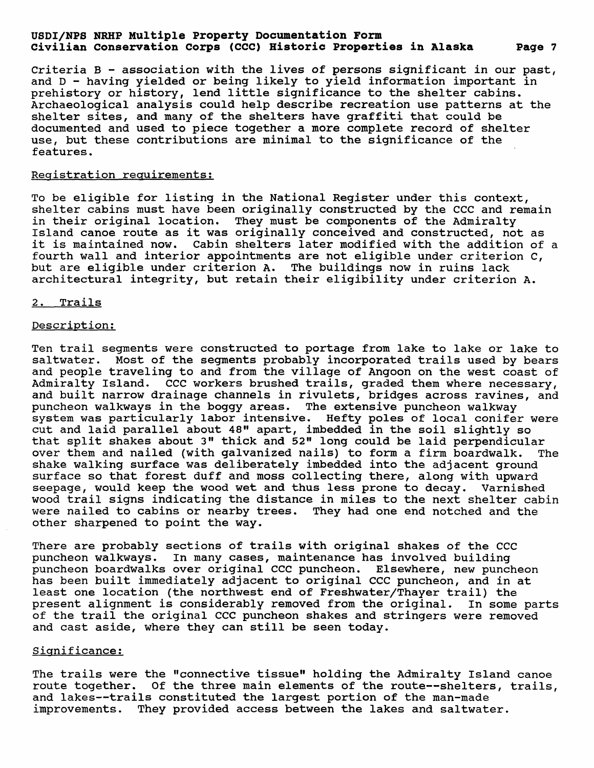Criteria B - association with the lives of persons significant in our past, and D - having yielded or being likely to yield information important in prehistory or history, lend little significance to the shelter cabins. Archaeological analysis could help describe recreation use patterns at the shelter sites, and many of the shelters have graffiti that could be documented and used to piece together a more complete record of shelter use, but these contributions are minimal to the significance of the features.

Registration requirements:

To be eligible for listing in the National Register under this context, shelter cabins must have been originally constructed by the CCC and remain in their original location. They must be components of the Admiralty Island canoe route as it was originally conceived and constructed, not as it is maintained now. Cabin shelters later modified with the addition of a fourth wall and interior appointments are not eligible under criterion C, but are eligible under criterion A. The buildings now in ruins lack architectural integrity, but retain their eligibility under criterion A.

## 2. Trails

Description:

Ten trail segments were constructed to portage from lake to lake or lake to saltwater. Most of the segments probably incorporated trails used by bears and people traveling to and from the village of Angoon on the west coast of Admiralty Island. CCC workers brushed trails, graded them where necessary, and built narrow drainage channels in rivulets, bridges across ravines, and puncheon walkways in the boggy areas. The extensive puncheon walkway system was particularly labor intensive. Hefty poles of local conifer were cut and laid parallel about 48" apart, imbedded in the soil slightly so that split shakes about 3" thick and 52" long could be laid perpendicular over them and nailed (with galvanized nails) to form a firm boardwalk. The shake walking surface was deliberately imbedded into the adjacent ground surface so that forest duff and moss collecting there, along with upward seepage, would keep the wood wet and thus less prone to decay. Varnished wood trail signs indicating the distance in miles to the next shelter cabin were nailed to cabins or nearby trees. They had one end notched and the other sharpened to point the way.

There are probably sections of trails with original shakes of the CCC puncheon walkways. In many cases, maintenance has involved building puncheon boardwalks over original CCC puncheon. Elsewhere, new puncheon has been built immediately adjacent to original CCC puncheon, and in at least one location (the northwest end of Freshwater/Thayer trail) the present alignment is considerably removed from the original. In some parts of the trail the original CCC puncheon shakes and stringers were removed and cast aside, where they can still be seen today.

Significance:

The trails were the "connective tissue" holding the Admiralty Island canoe route together. Of the three main elements of the route--shelters, trails, and lakes--trails constituted the largest portion of the man-made improvements. They provided access between the lakes and saltwater.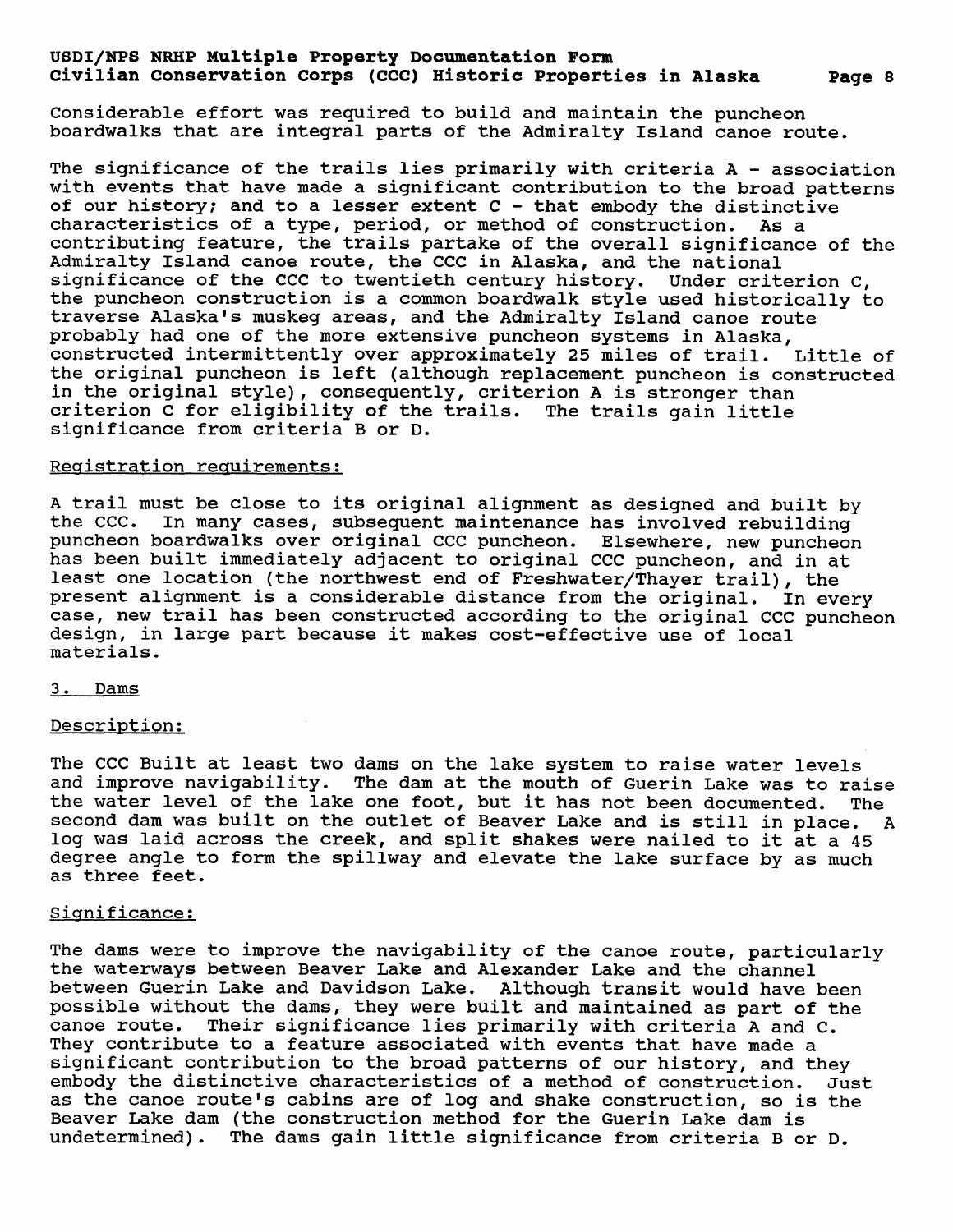Considerable effort was required to build and maintain the puncheon boardwalks that are integral parts of the Admiralty Island canoe route.

The significance of the trails lies primarily with criteria A - association with events that have made a significant contribution to the broad patterns of our history; and to a lesser extent C - that embody the distinctive characteristics of a type, period, or method of construction. As a contributing feature, the trails partake of the overall significance of the Admiralty Island canoe route, the CCC in Alaska, and the national significance of the CCC to twentieth century history. Under criterion C, the puncheon construction is a common boardwalk style used historically to traverse Alaska's muskeg areas, and the Admiralty Island canoe route probably had one of the more extensive puncheon systems in Alaska, constructed intermittently over approximately 25 miles of trail. Little of the original puncheon is left (although replacement puncheon is constructed in the original style), consequently, criterion A is stronger than criterion C for eligibility of the trails. The trails gain little significance from criteria B or D.

Registration requirements:

A trail must be close to its original alignment as designed and built by the CCC. In many cases, subsequent maintenance has involved rebuilding puncheon boardwalks over original CCC puncheon. Elsewhere, new puncheon has been built immediately adjacent to original CCC puncheon, and in at least one location (the northwest end of Freshwater/Thayer trail), the present alignment is a considerable distance from the original. In every case, new trail has been constructed according to the original CCC puncheon design, in large part because it makes cost-effective use of local materials.

3. Dams

Description:

The CCC Built at least two dams on the lake system to raise water levels and improve navigability. The dam at the mouth of Guerin Lake was to raise the water level of the lake one foot, but it has not been documented. The second dam was built on the outlet of Beaver Lake and is still in place. A log was laid across the creek, and split shakes were nailed to it at a 45 degree angle to form the spillway and elevate the lake surface by as much as three feet.

Significance:

The dams were to improve the navigability of the canoe route, particularly the waterways between Beaver Lake and Alexander Lake and the channel between Guerin Lake and Davidson Lake. Although transit would have been possible without the dams, they were built and maintained as part of the canoe route. Their significance lies primarily with criteria A and C. They contribute to a feature associated with events that have made a significant contribution to the broad patterns of our history, and they embody the distinctive characteristics of a method of construction. Just as the canoe route's cabins are of log and shake construction, so is the Beaver Lake dam (the construction method for the Guerin Lake dam is undetermined). The dams gain little significance from criteria B or D.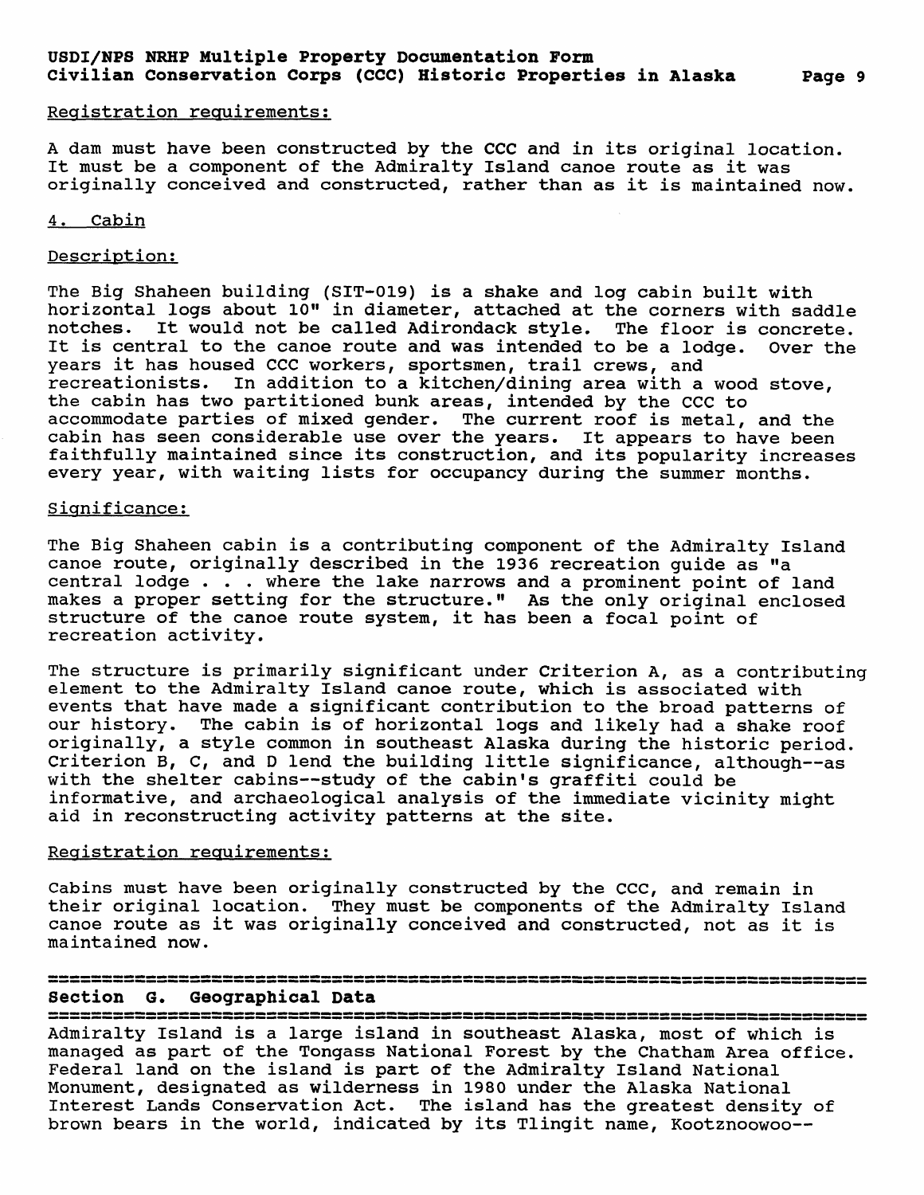Registration requirements:

A dam must have been constructed by the CCC and in its original location. It must be a component of the Admiralty Island canoe route as it was originally conceived and constructed, rather than as it is maintained now.

4. Cabin

Description:

The Big Shaheen building (SIT-019) is a shake and log cabin built with horizontal logs about 10" in diameter, attached at the corners with saddle notches. It would not be called Adirondack style. The floor is concrete. It is central to the canoe route and was intended to be a lodge. Over the years it has housed CCC workers, sportsmen, trail crews, and recreationists. In addition to a kitchen/dining area with a wood stove, the cabin has two partitioned bunk areas, intended by the CCC to accommodate parties of mixed gender. The current roof is metal, and the cabin has seen considerable use over the years. It appears to have been faithfully maintained since its construction, and its popularity increases every year, with waiting lists for occupancy during the summer months.

Significance:

The Big Shaheen cabin is a contributing component of the Admiralty Island canoe route, originally described in the 1936 recreation guide as "a central lodge . . . where the lake narrows and a prominent point of land makes a proper setting for the structure." As the only original enclosed structure of the canoe route system, it has been a focal point of recreation activity.

The structure is primarily significant under Criterion A, as a contributing element to the Admiralty Island canoe route, which is associated with events that have made a significant contribution to the broad patterns of our history. The cabin is of horizontal logs and likely had a shake roof originally, a style common in southeast Alaska during the historic period. Criterion B, C, and D lend the building little significance, although--as with the shelter cabins--study of the cabin's graffiti could be informative, and archaeological analysis of the immediate vicinity might aid in reconstructing activity patterns at the site.

Registration requirements:

Cabins must have been originally constructed by the CCC, and remain in their original location. They must be components of the Admiralty Island canoe route as it was originally conceived and constructed, not as it is maintained now.

## Section G. Geographical Data

Admiralty Island is a large island in southeast Alaska, most of which is managed as part of the Tongass National Forest by the Chatham Area office. Federal land on the island is part of the Admiralty Island National Monument, designated as wilderness in 1980 under the Alaska National Interest Lands Conservation Act. The island has the greatest density of brown bears in the world, indicated by its Tlingit name, Kootznoowoo--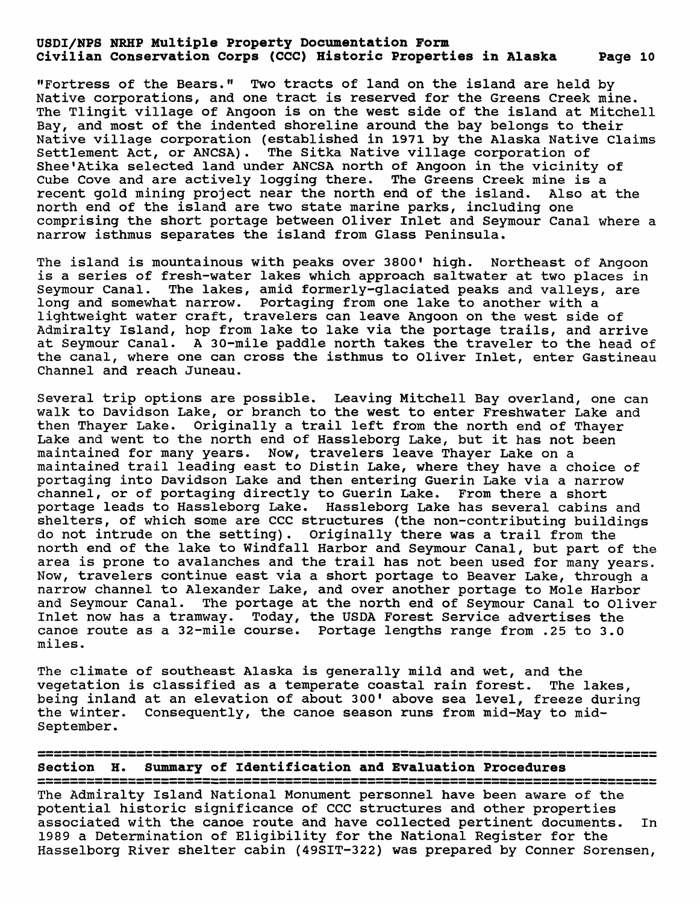"Fortress of the Bears." Two tracts of land on the island are held by Native corporations, and one tract is reserved for the Greens Creek mine. The Tlingit village of Angoon is on the west side of the island at Mitchell Bay, and most of the indented shoreline around the bay belongs to their Native village corporation (established in 1971 by the Alaska Native Claims Settlement Act, or ANCSA). The Sitka Native village corporation of Shee'Atika selected land under ANCSA north of Angoon in the vicinity of Cube Cove and are actively logging there. The Greens Creek mine is a recent gold mining project near the north end of the island. Also at the north end of the island are two state marine parks, including one comprising the short portage between Oliver Inlet and Seymour Canal where a narrow isthmus separates the island from Glass Peninsula.

The island is mountainous with peaks over 3800' high. Northeast of Angoon is a series of fresh-water lakes which approach saltwater at two places in Seymour Canal. The lakes, amid formerly-glaciated peaks and valleys, are long and somewhat narrow. Portaging from one lake to another with a lightweight water craft, travelers can leave Angoon on the west side of Admiralty Island, hop from lake to lake via the portage trails, and arrive at Seymour Canal. A 30-mile paddle north takes the traveler to the head of the canal, where one can cross the isthmus to Oliver Inlet, enter Gastineau Channel and reach Juneau.

Several trip options are possible. Leaving Mitchell Bay overland, one can walk to Davidson Lake, or branch to the west to enter Freshwater Lake and then Thayer Lake. Originally a trail left from the north end of Thayer Lake and went to the north end of Hassleborg Lake, but it has not been maintained for many years. Now, travelers leave Thayer Lake on a maintained trail leading east to Distin Lake, where they have a choice of portaging into Davidson Lake and then entering Guerin Lake via a narrow channel, or of portaging directly to Guerin Lake. From there a short portage leads to Hassleborg Lake. Hassleborg Lake has several cabins and shelters, of which some are CCC structures (the non-contributing buildings do not intrude on the setting). Originally there was a trail from the north end of the lake to Windfall Harbor and Seymour Canal, but part of the area is prone to avalanches and the trail has not been used for many years. Now, travelers continue east via a short portage to Beaver Lake, through a narrow channel to Alexander Lake, and over another portage to Mole Harbor and Seymour Canal. The portage at the north end of Seymour Canal to Oliver Inlet now has a tramway. Today, the USDA Forest Service advertises the canoe route as a 32-mile course. Portage lengths range from .25 to 3.0 miles.

The climate of southeast Alaska is generally mild and wet, and the vegetation is classified as a temperate coastal rain forest. The lakes, being inland at an elevation of about 300' above sea level, freeze during the winter. Consequently, the canoe season runs from mid-May to mid-September.

## Section H. Summary of Identification and Evaluation Procedures

The Admiralty Island National Monument personnel have been aware of the potential historic significance of CCC structures and other properties associated with the canoe route and have collected pertinent documents. In 1989 a Determination of Eligibility for the National Register for the Hasselborg River shelter cabin (49SIT-322) was prepared by Conner Sorensen,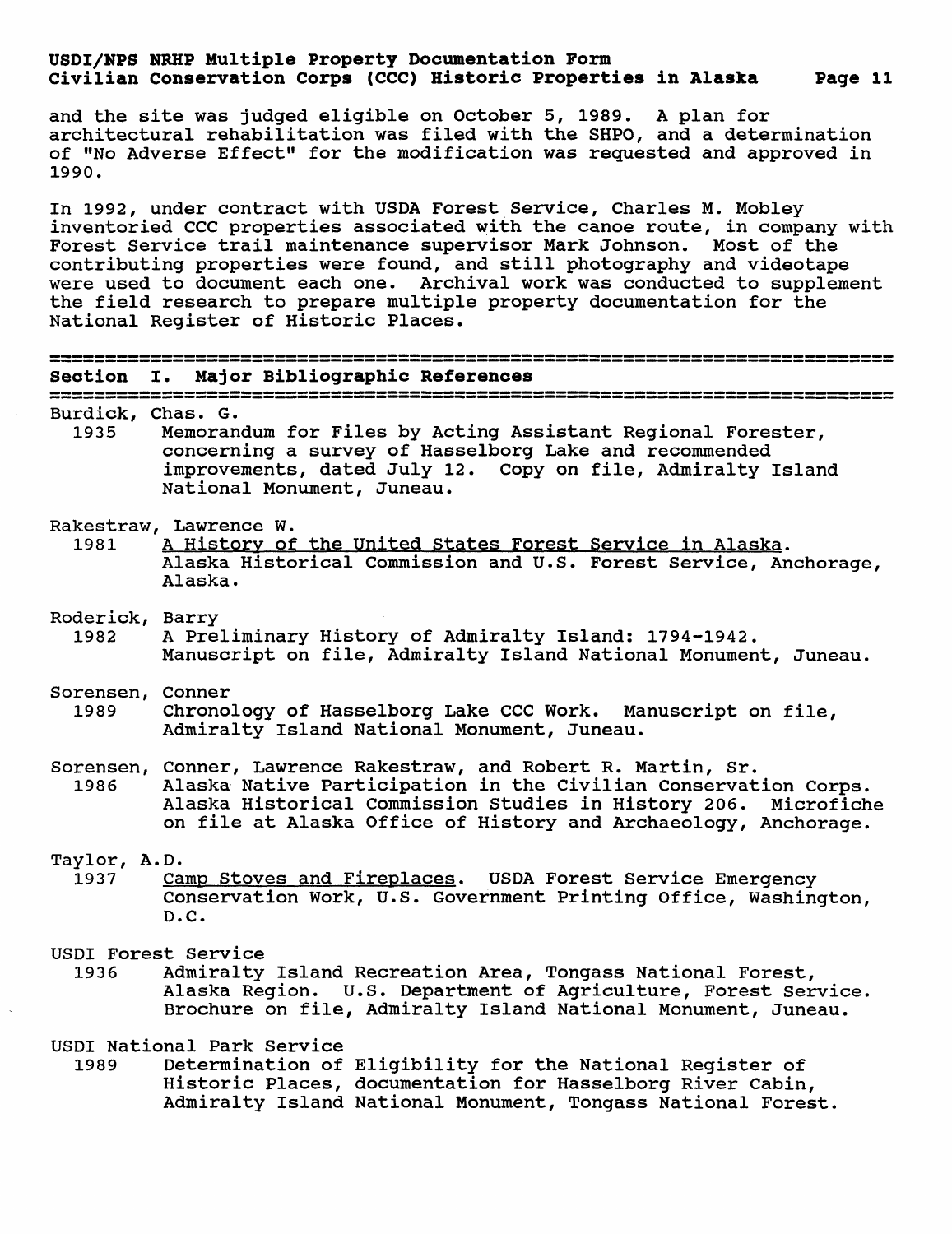and the site was judged eligible on October 5, 1989. A plan for architectural rehabilitation was filed with the SHPO, and a determination of "No Adverse Effect" for the modification was requested and approved in 1990.

In 1992, under contract with USDA Forest Service, Charles M. Mobley inventoried CCC properties associated with the canoe route, in company with Forest Service trail maintenance supervisor Mark Johnson. Most of the contributing properties were found, and still photography and videotape were used to document each one. Archival work was conducted to supplement the field research to prepare multiple property documentation for the National Register of Historic Places.

## Section I. Major Bibliographic References

Burdick, Chas. G.
1935 Memorandum for Files by Acting Assistant Regional Forester, concerning a survey of Hasselborg Lake and recommended improvements, dated July 12. Copy on file, Admiralty Island National Monument, Juneau.

Rakestraw, Lawrence W.
1981 A History of the United States Forest Service in Alaska. Alaska Historical Commission and U.S. Forest Service, Anchorage, Alaska.

Roderick, Barry
1982 A Preliminary History of Admiralty Island: 1794-1942. Manuscript on file, Admiralty Island National Monument, Juneau.

Sorensen, Conner
1989 Chronology of Hasselborg Lake CCC Work. Manuscript on file, Admiralty Island National Monument, Juneau.

Sorensen, Conner, Lawrence Rakestraw, and Robert R. Martin, Sr.
1986 Alaska Native Participation in the Civilian Conservation Corps. Alaska Historical Commission Studies in History 206. Microfiche on file at Alaska Office of History and Archaeology, Anchorage.

Taylor, A.D.
1937 Camp Stoves and Fireplaces. USDA Forest Service Emergency Conservation Work, U.S. Government Printing Office, Washington, D.C.

USDI Forest Service
1936 Admiralty Island Recreation Area, Tongass National Forest, Alaska Region. U.S. Department of Agriculture, Forest Service. Brochure on file, Admiralty Island National Monument, Juneau.

USDI National Park Service
1989 Determination of Eligibility for the National Register of Historic Places, documentation for Hasselborg River Cabin, Admiralty Island National Monument, Tongass National Forest.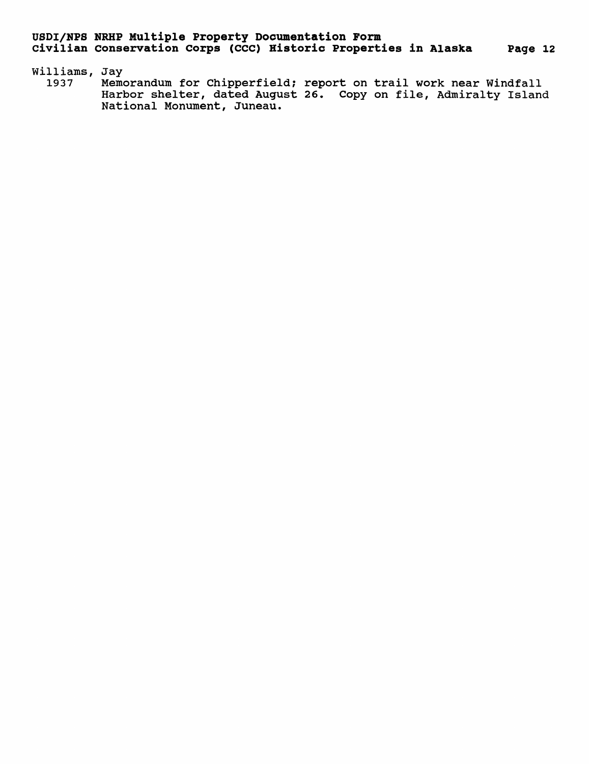Williams, Jay
  1937 Memorandum for Chipperfield; report on trail work near Windfall Harbor shelter, dated August 26. Copy on file, Admiralty Island National Monument, Juneau.